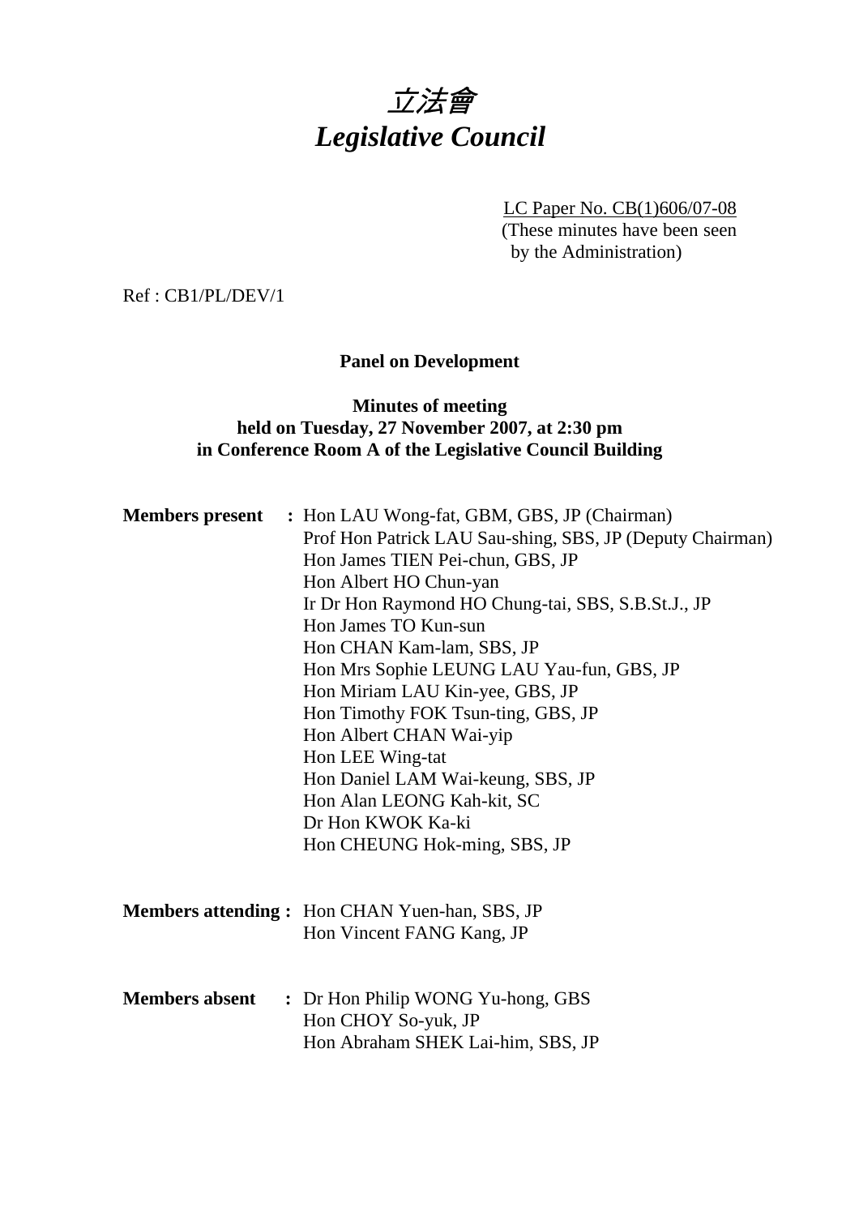# *立法會*
# *Legislative Council*

LC Paper No. CB(1)606/07-08
(These minutes have been seen by the Administration)

Ref : CB1/PL/DEV/1

**Panel on Development**

**Minutes of meeting**
**held on Tuesday, 27 November 2007, at 2:30 pm**
**in Conference Room A of the Legislative Council Building**

**Members present :** Hon LAU Wong-fat, GBM, GBS, JP (Chairman)
Prof Hon Patrick LAU Sau-shing, SBS, JP (Deputy Chairman)
Hon James TIEN Pei-chun, GBS, JP
Hon Albert HO Chun-yan
Ir Dr Hon Raymond HO Chung-tai, SBS, S.B.St.J., JP
Hon James TO Kun-sun
Hon CHAN Kam-lam, SBS, JP
Hon Mrs Sophie LEUNG LAU Yau-fun, GBS, JP
Hon Miriam LAU Kin-yee, GBS, JP
Hon Timothy FOK Tsun-ting, GBS, JP
Hon Albert CHAN Wai-yip
Hon LEE Wing-tat
Hon Daniel LAM Wai-keung, SBS, JP
Hon Alan LEONG Kah-kit, SC
Dr Hon KWOK Ka-ki
Hon CHEUNG Hok-ming, SBS, JP

**Members attending :** Hon CHAN Yuen-han, SBS, JP
Hon Vincent FANG Kang, JP

**Members absent :** Dr Hon Philip WONG Yu-hong, GBS
Hon CHOY So-yuk, JP
Hon Abraham SHEK Lai-him, SBS, JP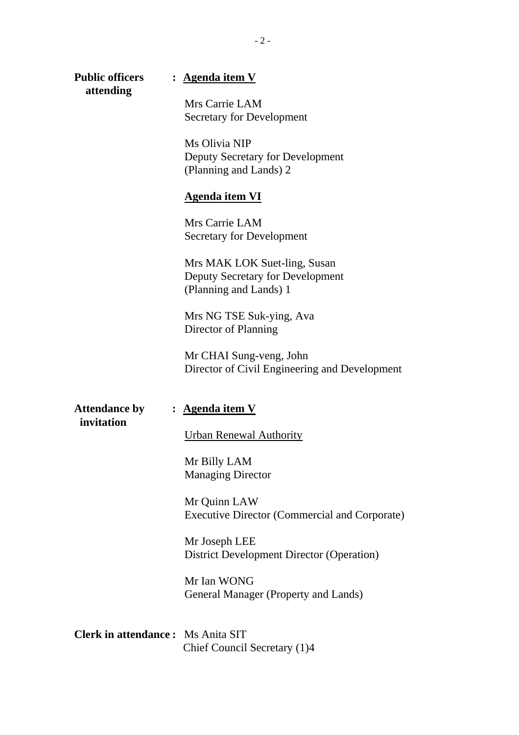**Public officers attending** : <u>**Agenda item V**</u>

Mrs Carrie LAM
Secretary for Development

Ms Olivia NIP
Deputy Secretary for Development
(Planning and Lands) 2

<u>**Agenda item VI**</u>

Mrs Carrie LAM
Secretary for Development

Mrs MAK LOK Suet-ling, Susan
Deputy Secretary for Development
(Planning and Lands) 1

Mrs NG TSE Suk-ying, Ava
Director of Planning

Mr CHAI Sung-veng, John
Director of Civil Engineering and Development

**Attendance by invitation** : <u>**Agenda item V**</u>

<u>Urban Renewal Authority</u>

Mr Billy LAM
Managing Director

Mr Quinn LAW
Executive Director (Commercial and Corporate)

Mr Joseph LEE
District Development Director (Operation)

Mr Ian WONG
General Manager (Property and Lands)

**Clerk in attendance :** Ms Anita SIT
Chief Council Secretary (1)4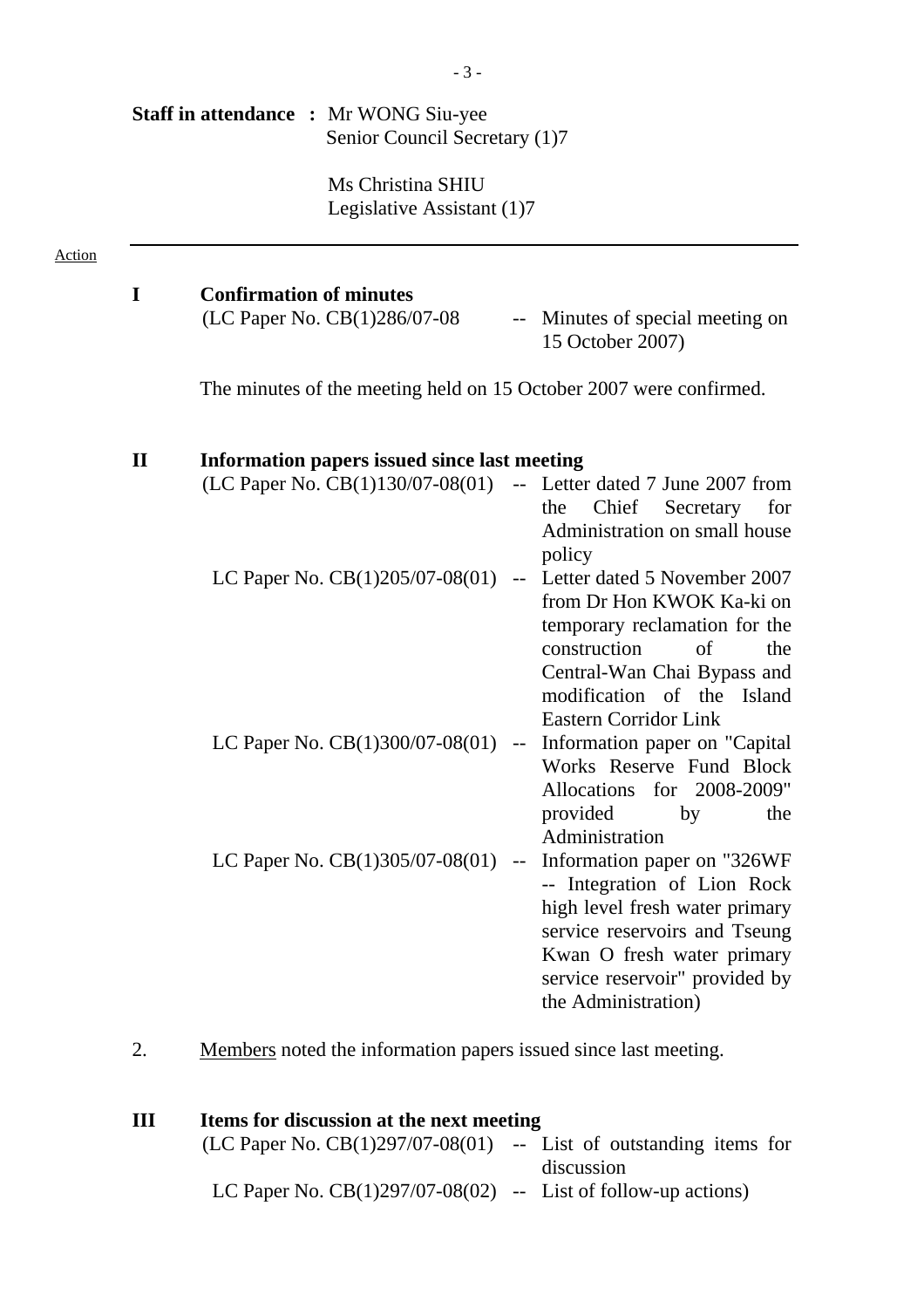**Staff in attendance :** Mr WONG Siu-yee
Senior Council Secretary (1)7

Ms Christina SHIU
Legislative Assistant (1)7

---

Action

**I Confirmation of minutes**

(LC Paper No. CB(1)286/07-08 -- Minutes of special meeting on 15 October 2007)

The minutes of the meeting held on 15 October 2007 were confirmed.

**II Information papers issued since last meeting**

(LC Paper No. CB(1)130/07-08(01) -- Letter dated 7 June 2007 from the Chief Secretary for Administration on small house policy

LC Paper No. CB(1)205/07-08(01) -- Letter dated 5 November 2007 from Dr Hon KWOK Ka-ki on temporary reclamation for the construction of the Central-Wan Chai Bypass and modification of the Island Eastern Corridor Link

LC Paper No. CB(1)300/07-08(01) -- Information paper on "Capital Works Reserve Fund Block Allocations for 2008-2009" provided by the Administration

LC Paper No. CB(1)305/07-08(01) -- Information paper on "326WF -- Integration of Lion Rock high level fresh water primary service reservoirs and Tseung Kwan O fresh water primary service reservoir" provided by the Administration)

2. Members noted the information papers issued since last meeting.

**III Items for discussion at the next meeting**

(LC Paper No. CB(1)297/07-08(01) -- List of outstanding items for discussion

LC Paper No. CB(1)297/07-08(02) -- List of follow-up actions)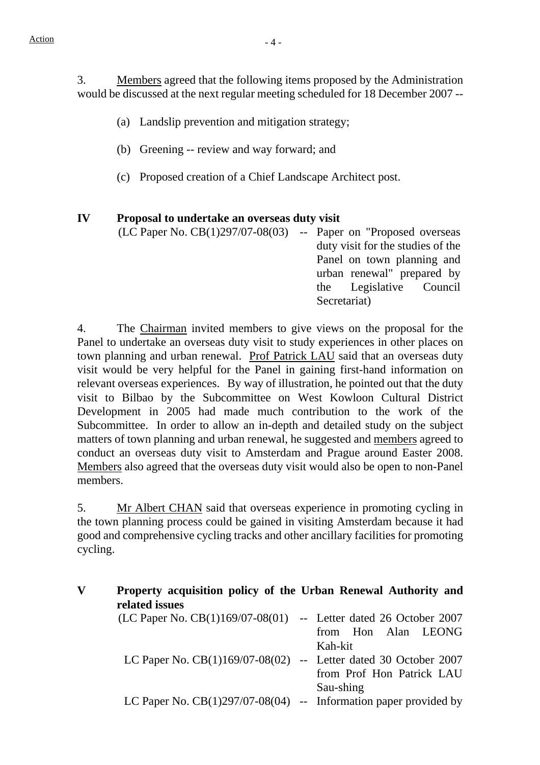Action

3. Members agreed that the following items proposed by the Administration would be discussed at the next regular meeting scheduled for 18 December 2007 --

(a) Landslip prevention and mitigation strategy;

(b) Greening -- review and way forward; and

(c) Proposed creation of a Chief Landscape Architect post.

## IV Proposal to undertake an overseas duty visit

(LC Paper No. CB(1)297/07-08(03) -- Paper on "Proposed overseas duty visit for the studies of the Panel on town planning and urban renewal" prepared by the Legislative Council Secretariat)

4. The Chairman invited members to give views on the proposal for the Panel to undertake an overseas duty visit to study experiences in other places on town planning and urban renewal. Prof Patrick LAU said that an overseas duty visit would be very helpful for the Panel in gaining first-hand information on relevant overseas experiences. By way of illustration, he pointed out that the duty visit to Bilbao by the Subcommittee on West Kowloon Cultural District Development in 2005 had made much contribution to the work of the Subcommittee. In order to allow an in-depth and detailed study on the subject matters of town planning and urban renewal, he suggested and members agreed to conduct an overseas duty visit to Amsterdam and Prague around Easter 2008. Members also agreed that the overseas duty visit would also be open to non-Panel members.

5. Mr Albert CHAN said that overseas experience in promoting cycling in the town planning process could be gained in visiting Amsterdam because it had good and comprehensive cycling tracks and other ancillary facilities for promoting cycling.

## V Property acquisition policy of the Urban Renewal Authority and related issues

(LC Paper No. CB(1)169/07-08(01) -- Letter dated 26 October 2007 from Hon Alan LEONG Kah-kit

LC Paper No. CB(1)169/07-08(02) -- Letter dated 30 October 2007 from Prof Hon Patrick LAU Sau-shing

LC Paper No. CB(1)297/07-08(04) -- Information paper provided by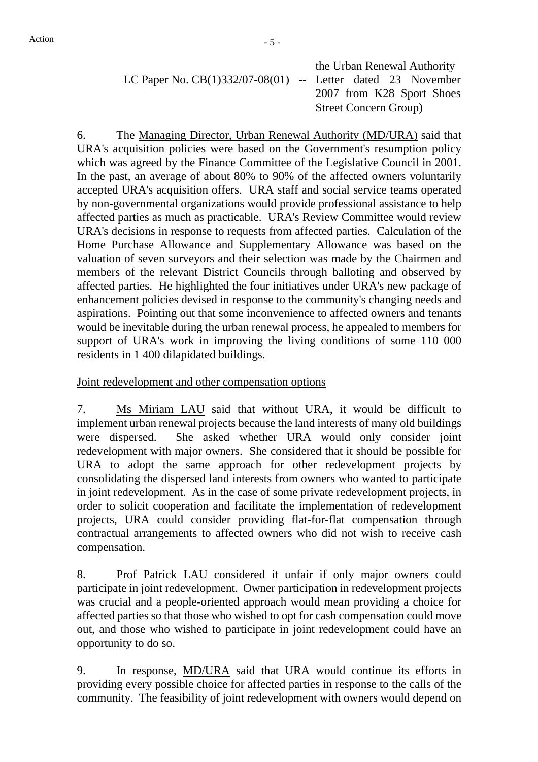the Urban Renewal Authority

LC Paper No. CB(1)332/07-08(01) -- Letter dated 23 November 2007 from K28 Sport Shoes Street Concern Group)

6. The Managing Director, Urban Renewal Authority (MD/URA) said that URA's acquisition policies were based on the Government's resumption policy which was agreed by the Finance Committee of the Legislative Council in 2001. In the past, an average of about 80% to 90% of the affected owners voluntarily accepted URA's acquisition offers. URA staff and social service teams operated by non-governmental organizations would provide professional assistance to help affected parties as much as practicable. URA's Review Committee would review URA's decisions in response to requests from affected parties. Calculation of the Home Purchase Allowance and Supplementary Allowance was based on the valuation of seven surveyors and their selection was made by the Chairmen and members of the relevant District Councils through balloting and observed by affected parties. He highlighted the four initiatives under URA's new package of enhancement policies devised in response to the community's changing needs and aspirations. Pointing out that some inconvenience to affected owners and tenants would be inevitable during the urban renewal process, he appealed to members for support of URA's work in improving the living conditions of some 110 000 residents in 1 400 dilapidated buildings.

Joint redevelopment and other compensation options

7. Ms Miriam LAU said that without URA, it would be difficult to implement urban renewal projects because the land interests of many old buildings were dispersed. She asked whether URA would only consider joint redevelopment with major owners. She considered that it should be possible for URA to adopt the same approach for other redevelopment projects by consolidating the dispersed land interests from owners who wanted to participate in joint redevelopment. As in the case of some private redevelopment projects, in order to solicit cooperation and facilitate the implementation of redevelopment projects, URA could consider providing flat-for-flat compensation through contractual arrangements to affected owners who did not wish to receive cash compensation.

8. Prof Patrick LAU considered it unfair if only major owners could participate in joint redevelopment. Owner participation in redevelopment projects was crucial and a people-oriented approach would mean providing a choice for affected parties so that those who wished to opt for cash compensation could move out, and those who wished to participate in joint redevelopment could have an opportunity to do so.

9. In response, MD/URA said that URA would continue its efforts in providing every possible choice for affected parties in response to the calls of the community. The feasibility of joint redevelopment with owners would depend on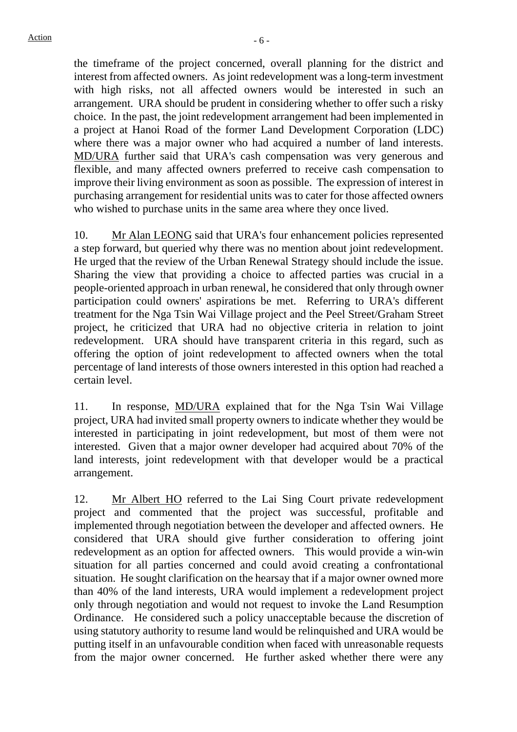the timeframe of the project concerned, overall planning for the district and interest from affected owners. As joint redevelopment was a long-term investment with high risks, not all affected owners would be interested in such an arrangement. URA should be prudent in considering whether to offer such a risky choice. In the past, the joint redevelopment arrangement had been implemented in a project at Hanoi Road of the former Land Development Corporation (LDC) where there was a major owner who had acquired a number of land interests. MD/URA further said that URA's cash compensation was very generous and flexible, and many affected owners preferred to receive cash compensation to improve their living environment as soon as possible. The expression of interest in purchasing arrangement for residential units was to cater for those affected owners who wished to purchase units in the same area where they once lived.

10. Mr Alan LEONG said that URA's four enhancement policies represented a step forward, but queried why there was no mention about joint redevelopment. He urged that the review of the Urban Renewal Strategy should include the issue. Sharing the view that providing a choice to affected parties was crucial in a people-oriented approach in urban renewal, he considered that only through owner participation could owners' aspirations be met. Referring to URA's different treatment for the Nga Tsin Wai Village project and the Peel Street/Graham Street project, he criticized that URA had no objective criteria in relation to joint redevelopment. URA should have transparent criteria in this regard, such as offering the option of joint redevelopment to affected owners when the total percentage of land interests of those owners interested in this option had reached a certain level.

11. In response, MD/URA explained that for the Nga Tsin Wai Village project, URA had invited small property owners to indicate whether they would be interested in participating in joint redevelopment, but most of them were not interested. Given that a major owner developer had acquired about 70% of the land interests, joint redevelopment with that developer would be a practical arrangement.

12. Mr Albert HO referred to the Lai Sing Court private redevelopment project and commented that the project was successful, profitable and implemented through negotiation between the developer and affected owners. He considered that URA should give further consideration to offering joint redevelopment as an option for affected owners. This would provide a win-win situation for all parties concerned and could avoid creating a confrontational situation. He sought clarification on the hearsay that if a major owner owned more than 40% of the land interests, URA would implement a redevelopment project only through negotiation and would not request to invoke the Land Resumption Ordinance. He considered such a policy unacceptable because the discretion of using statutory authority to resume land would be relinquished and URA would be putting itself in an unfavourable condition when faced with unreasonable requests from the major owner concerned. He further asked whether there were any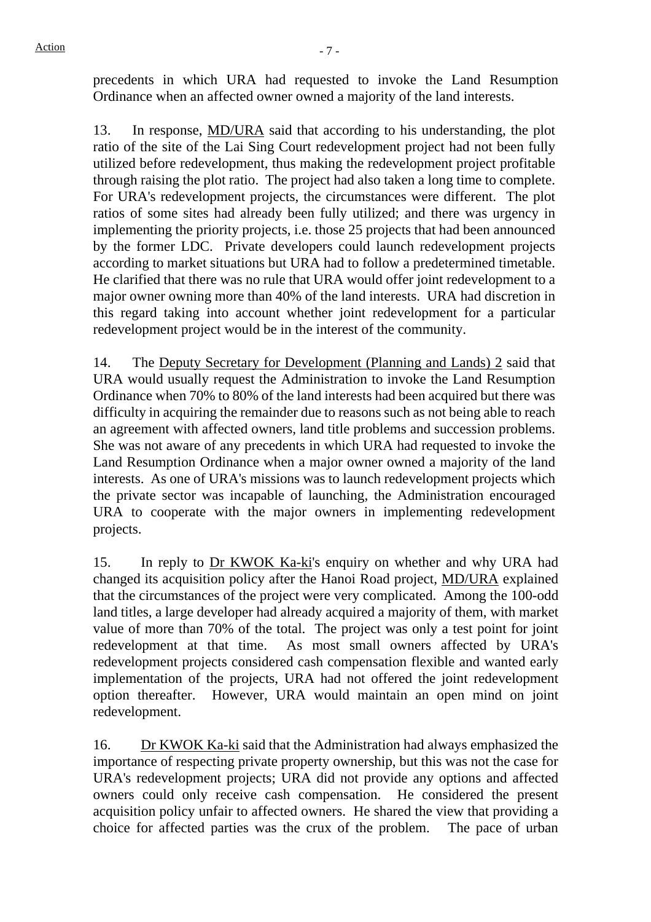precedents in which URA had requested to invoke the Land Resumption Ordinance when an affected owner owned a majority of the land interests.

13. In response, MD/URA said that according to his understanding, the plot ratio of the site of the Lai Sing Court redevelopment project had not been fully utilized before redevelopment, thus making the redevelopment project profitable through raising the plot ratio. The project had also taken a long time to complete. For URA's redevelopment projects, the circumstances were different. The plot ratios of some sites had already been fully utilized; and there was urgency in implementing the priority projects, i.e. those 25 projects that had been announced by the former LDC. Private developers could launch redevelopment projects according to market situations but URA had to follow a predetermined timetable. He clarified that there was no rule that URA would offer joint redevelopment to a major owner owning more than 40% of the land interests. URA had discretion in this regard taking into account whether joint redevelopment for a particular redevelopment project would be in the interest of the community.

14. The Deputy Secretary for Development (Planning and Lands) 2 said that URA would usually request the Administration to invoke the Land Resumption Ordinance when 70% to 80% of the land interests had been acquired but there was difficulty in acquiring the remainder due to reasons such as not being able to reach an agreement with affected owners, land title problems and succession problems. She was not aware of any precedents in which URA had requested to invoke the Land Resumption Ordinance when a major owner owned a majority of the land interests. As one of URA's missions was to launch redevelopment projects which the private sector was incapable of launching, the Administration encouraged URA to cooperate with the major owners in implementing redevelopment projects.

15. In reply to Dr KWOK Ka-ki's enquiry on whether and why URA had changed its acquisition policy after the Hanoi Road project, MD/URA explained that the circumstances of the project were very complicated. Among the 100-odd land titles, a large developer had already acquired a majority of them, with market value of more than 70% of the total. The project was only a test point for joint redevelopment at that time. As most small owners affected by URA's redevelopment projects considered cash compensation flexible and wanted early implementation of the projects, URA had not offered the joint redevelopment option thereafter. However, URA would maintain an open mind on joint redevelopment.

16. Dr KWOK Ka-ki said that the Administration had always emphasized the importance of respecting private property ownership, but this was not the case for URA's redevelopment projects; URA did not provide any options and affected owners could only receive cash compensation. He considered the present acquisition policy unfair to affected owners. He shared the view that providing a choice for affected parties was the crux of the problem. The pace of urban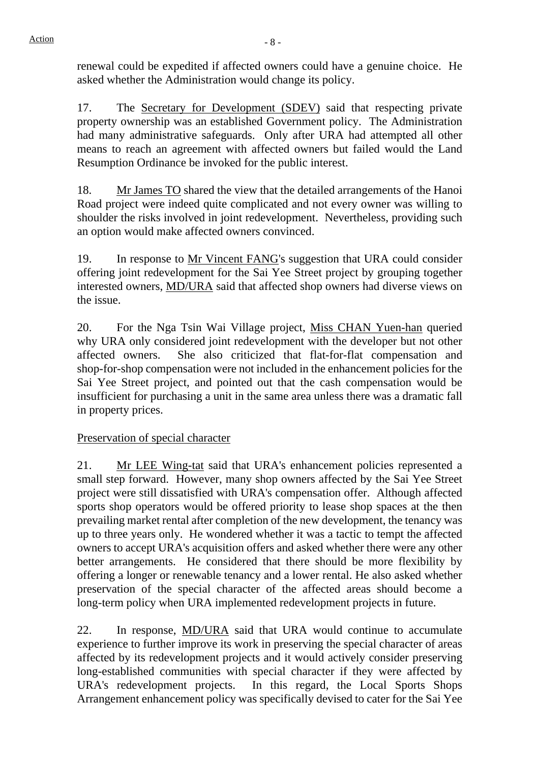renewal could be expedited if affected owners could have a genuine choice. He asked whether the Administration would change its policy.

17. The Secretary for Development (SDEV) said that respecting private property ownership was an established Government policy. The Administration had many administrative safeguards. Only after URA had attempted all other means to reach an agreement with affected owners but failed would the Land Resumption Ordinance be invoked for the public interest.

18. Mr James TO shared the view that the detailed arrangements of the Hanoi Road project were indeed quite complicated and not every owner was willing to shoulder the risks involved in joint redevelopment. Nevertheless, providing such an option would make affected owners convinced.

19. In response to Mr Vincent FANG's suggestion that URA could consider offering joint redevelopment for the Sai Yee Street project by grouping together interested owners, MD/URA said that affected shop owners had diverse views on the issue.

20. For the Nga Tsin Wai Village project, Miss CHAN Yuen-han queried why URA only considered joint redevelopment with the developer but not other affected owners. She also criticized that flat-for-flat compensation and shop-for-shop compensation were not included in the enhancement policies for the Sai Yee Street project, and pointed out that the cash compensation would be insufficient for purchasing a unit in the same area unless there was a dramatic fall in property prices.

Preservation of special character

21. Mr LEE Wing-tat said that URA's enhancement policies represented a small step forward. However, many shop owners affected by the Sai Yee Street project were still dissatisfied with URA's compensation offer. Although affected sports shop operators would be offered priority to lease shop spaces at the then prevailing market rental after completion of the new development, the tenancy was up to three years only. He wondered whether it was a tactic to tempt the affected owners to accept URA's acquisition offers and asked whether there were any other better arrangements. He considered that there should be more flexibility by offering a longer or renewable tenancy and a lower rental. He also asked whether preservation of the special character of the affected areas should become a long-term policy when URA implemented redevelopment projects in future.

22. In response, MD/URA said that URA would continue to accumulate experience to further improve its work in preserving the special character of areas affected by its redevelopment projects and it would actively consider preserving long-established communities with special character if they were affected by URA's redevelopment projects. In this regard, the Local Sports Shops Arrangement enhancement policy was specifically devised to cater for the Sai Yee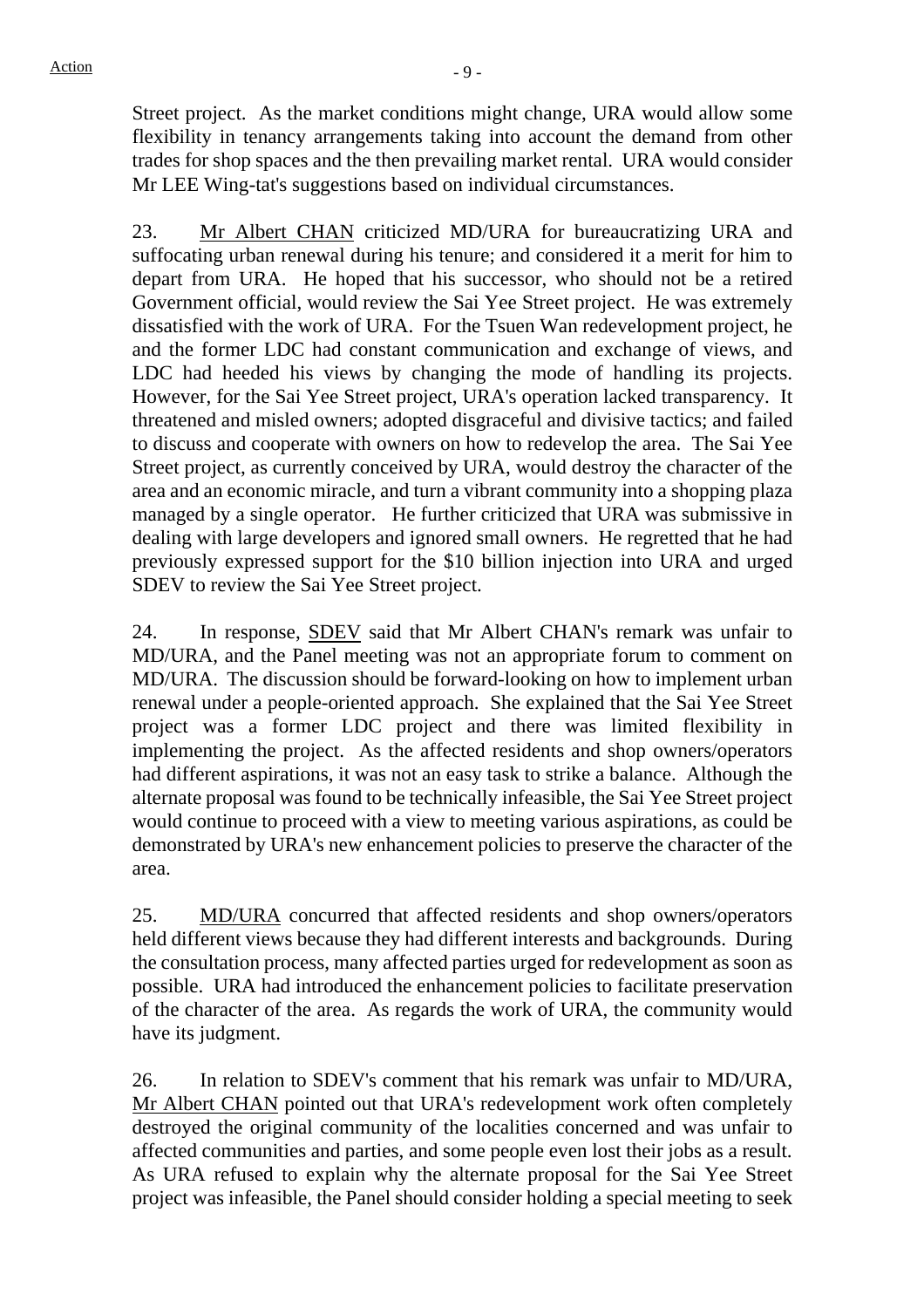Street project. As the market conditions might change, URA would allow some flexibility in tenancy arrangements taking into account the demand from other trades for shop spaces and the then prevailing market rental. URA would consider Mr LEE Wing-tat's suggestions based on individual circumstances.

23. Mr Albert CHAN criticized MD/URA for bureaucratizing URA and suffocating urban renewal during his tenure; and considered it a merit for him to depart from URA. He hoped that his successor, who should not be a retired Government official, would review the Sai Yee Street project. He was extremely dissatisfied with the work of URA. For the Tsuen Wan redevelopment project, he and the former LDC had constant communication and exchange of views, and LDC had heeded his views by changing the mode of handling its projects. However, for the Sai Yee Street project, URA's operation lacked transparency. It threatened and misled owners; adopted disgraceful and divisive tactics; and failed to discuss and cooperate with owners on how to redevelop the area. The Sai Yee Street project, as currently conceived by URA, would destroy the character of the area and an economic miracle, and turn a vibrant community into a shopping plaza managed by a single operator. He further criticized that URA was submissive in dealing with large developers and ignored small owners. He regretted that he had previously expressed support for the $10 billion injection into URA and urged SDEV to review the Sai Yee Street project.

24. In response, SDEV said that Mr Albert CHAN's remark was unfair to MD/URA, and the Panel meeting was not an appropriate forum to comment on MD/URA. The discussion should be forward-looking on how to implement urban renewal under a people-oriented approach. She explained that the Sai Yee Street project was a former LDC project and there was limited flexibility in implementing the project. As the affected residents and shop owners/operators had different aspirations, it was not an easy task to strike a balance. Although the alternate proposal was found to be technically infeasible, the Sai Yee Street project would continue to proceed with a view to meeting various aspirations, as could be demonstrated by URA's new enhancement policies to preserve the character of the area.

25. MD/URA concurred that affected residents and shop owners/operators held different views because they had different interests and backgrounds. During the consultation process, many affected parties urged for redevelopment as soon as possible. URA had introduced the enhancement policies to facilitate preservation of the character of the area. As regards the work of URA, the community would have its judgment.

26. In relation to SDEV's comment that his remark was unfair to MD/URA, Mr Albert CHAN pointed out that URA's redevelopment work often completely destroyed the original community of the localities concerned and was unfair to affected communities and parties, and some people even lost their jobs as a result. As URA refused to explain why the alternate proposal for the Sai Yee Street project was infeasible, the Panel should consider holding a special meeting to seek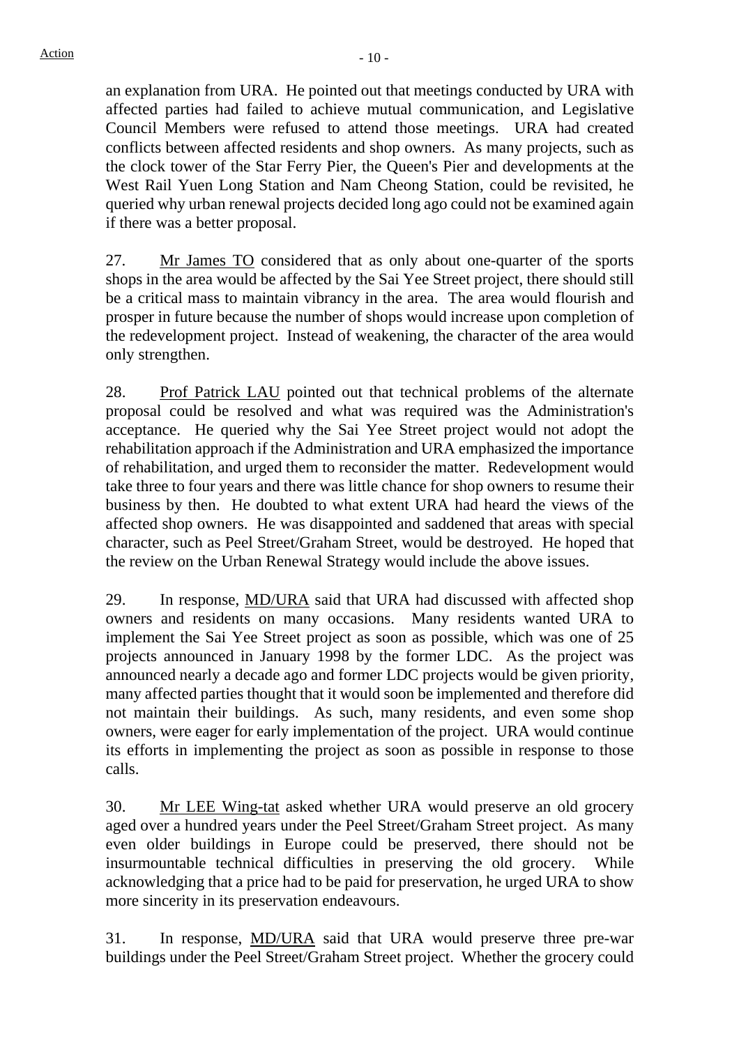an explanation from URA. He pointed out that meetings conducted by URA with affected parties had failed to achieve mutual communication, and Legislative Council Members were refused to attend those meetings. URA had created conflicts between affected residents and shop owners. As many projects, such as the clock tower of the Star Ferry Pier, the Queen's Pier and developments at the West Rail Yuen Long Station and Nam Cheong Station, could be revisited, he queried why urban renewal projects decided long ago could not be examined again if there was a better proposal.

27. Mr James TO considered that as only about one-quarter of the sports shops in the area would be affected by the Sai Yee Street project, there should still be a critical mass to maintain vibrancy in the area. The area would flourish and prosper in future because the number of shops would increase upon completion of the redevelopment project. Instead of weakening, the character of the area would only strengthen.

28. Prof Patrick LAU pointed out that technical problems of the alternate proposal could be resolved and what was required was the Administration's acceptance. He queried why the Sai Yee Street project would not adopt the rehabilitation approach if the Administration and URA emphasized the importance of rehabilitation, and urged them to reconsider the matter. Redevelopment would take three to four years and there was little chance for shop owners to resume their business by then. He doubted to what extent URA had heard the views of the affected shop owners. He was disappointed and saddened that areas with special character, such as Peel Street/Graham Street, would be destroyed. He hoped that the review on the Urban Renewal Strategy would include the above issues.

29. In response, MD/URA said that URA had discussed with affected shop owners and residents on many occasions. Many residents wanted URA to implement the Sai Yee Street project as soon as possible, which was one of 25 projects announced in January 1998 by the former LDC. As the project was announced nearly a decade ago and former LDC projects would be given priority, many affected parties thought that it would soon be implemented and therefore did not maintain their buildings. As such, many residents, and even some shop owners, were eager for early implementation of the project. URA would continue its efforts in implementing the project as soon as possible in response to those calls.

30. Mr LEE Wing-tat asked whether URA would preserve an old grocery aged over a hundred years under the Peel Street/Graham Street project. As many even older buildings in Europe could be preserved, there should not be insurmountable technical difficulties in preserving the old grocery. While acknowledging that a price had to be paid for preservation, he urged URA to show more sincerity in its preservation endeavours.

31. In response, MD/URA said that URA would preserve three pre-war buildings under the Peel Street/Graham Street project. Whether the grocery could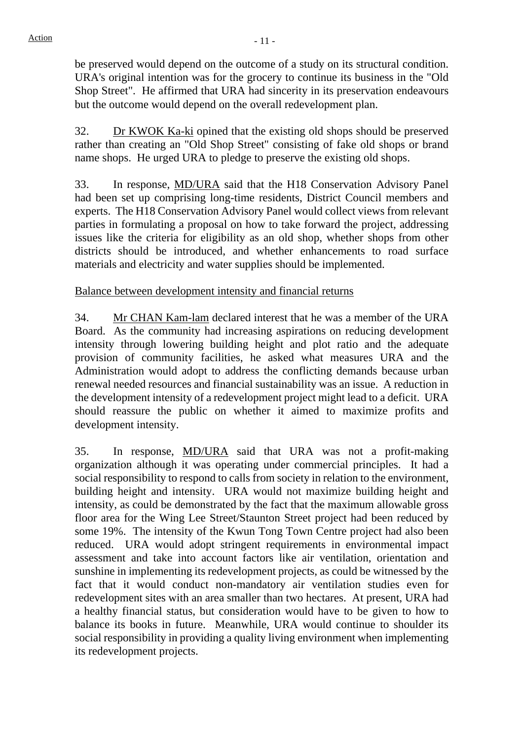be preserved would depend on the outcome of a study on its structural condition. URA's original intention was for the grocery to continue its business in the "Old Shop Street". He affirmed that URA had sincerity in its preservation endeavours but the outcome would depend on the overall redevelopment plan.

32. Dr KWOK Ka-ki opined that the existing old shops should be preserved rather than creating an "Old Shop Street" consisting of fake old shops or brand name shops. He urged URA to pledge to preserve the existing old shops.

33. In response, MD/URA said that the H18 Conservation Advisory Panel had been set up comprising long-time residents, District Council members and experts. The H18 Conservation Advisory Panel would collect views from relevant parties in formulating a proposal on how to take forward the project, addressing issues like the criteria for eligibility as an old shop, whether shops from other districts should be introduced, and whether enhancements to road surface materials and electricity and water supplies should be implemented.

Balance between development intensity and financial returns

34. Mr CHAN Kam-lam declared interest that he was a member of the URA Board. As the community had increasing aspirations on reducing development intensity through lowering building height and plot ratio and the adequate provision of community facilities, he asked what measures URA and the Administration would adopt to address the conflicting demands because urban renewal needed resources and financial sustainability was an issue. A reduction in the development intensity of a redevelopment project might lead to a deficit. URA should reassure the public on whether it aimed to maximize profits and development intensity.

35. In response, MD/URA said that URA was not a profit-making organization although it was operating under commercial principles. It had a social responsibility to respond to calls from society in relation to the environment, building height and intensity. URA would not maximize building height and intensity, as could be demonstrated by the fact that the maximum allowable gross floor area for the Wing Lee Street/Staunton Street project had been reduced by some 19%. The intensity of the Kwun Tong Town Centre project had also been reduced. URA would adopt stringent requirements in environmental impact assessment and take into account factors like air ventilation, orientation and sunshine in implementing its redevelopment projects, as could be witnessed by the fact that it would conduct non-mandatory air ventilation studies even for redevelopment sites with an area smaller than two hectares. At present, URA had a healthy financial status, but consideration would have to be given to how to balance its books in future. Meanwhile, URA would continue to shoulder its social responsibility in providing a quality living environment when implementing its redevelopment projects.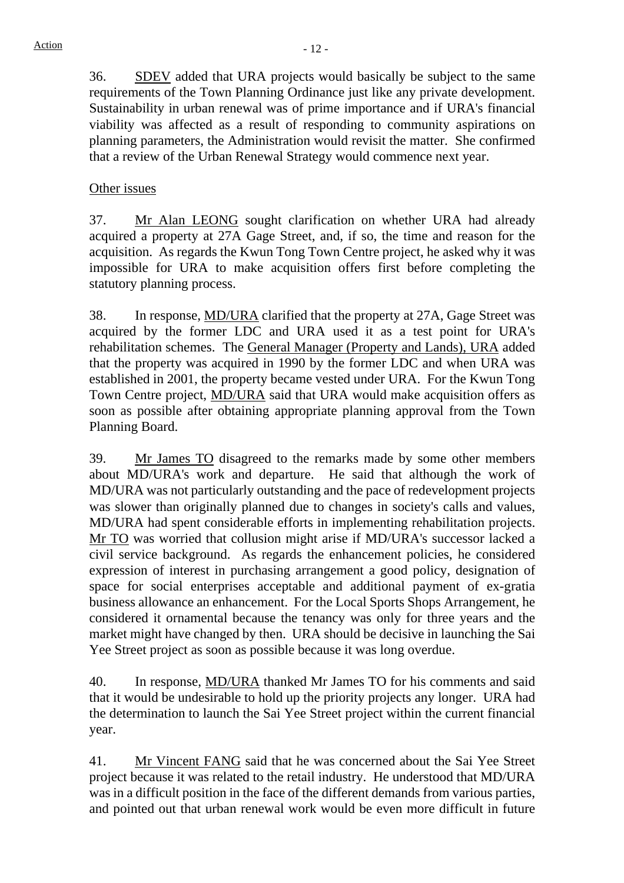36. SDEV added that URA projects would basically be subject to the same requirements of the Town Planning Ordinance just like any private development. Sustainability in urban renewal was of prime importance and if URA's financial viability was affected as a result of responding to community aspirations on planning parameters, the Administration would revisit the matter. She confirmed that a review of the Urban Renewal Strategy would commence next year.

Other issues

37. Mr Alan LEONG sought clarification on whether URA had already acquired a property at 27A Gage Street, and, if so, the time and reason for the acquisition. As regards the Kwun Tong Town Centre project, he asked why it was impossible for URA to make acquisition offers first before completing the statutory planning process.

38. In response, MD/URA clarified that the property at 27A, Gage Street was acquired by the former LDC and URA used it as a test point for URA's rehabilitation schemes. The General Manager (Property and Lands), URA added that the property was acquired in 1990 by the former LDC and when URA was established in 2001, the property became vested under URA. For the Kwun Tong Town Centre project, MD/URA said that URA would make acquisition offers as soon as possible after obtaining appropriate planning approval from the Town Planning Board.

39. Mr James TO disagreed to the remarks made by some other members about MD/URA's work and departure. He said that although the work of MD/URA was not particularly outstanding and the pace of redevelopment projects was slower than originally planned due to changes in society's calls and values, MD/URA had spent considerable efforts in implementing rehabilitation projects. Mr TO was worried that collusion might arise if MD/URA's successor lacked a civil service background. As regards the enhancement policies, he considered expression of interest in purchasing arrangement a good policy, designation of space for social enterprises acceptable and additional payment of ex-gratia business allowance an enhancement. For the Local Sports Shops Arrangement, he considered it ornamental because the tenancy was only for three years and the market might have changed by then. URA should be decisive in launching the Sai Yee Street project as soon as possible because it was long overdue.

40. In response, MD/URA thanked Mr James TO for his comments and said that it would be undesirable to hold up the priority projects any longer. URA had the determination to launch the Sai Yee Street project within the current financial year.

41. Mr Vincent FANG said that he was concerned about the Sai Yee Street project because it was related to the retail industry. He understood that MD/URA was in a difficult position in the face of the different demands from various parties, and pointed out that urban renewal work would be even more difficult in future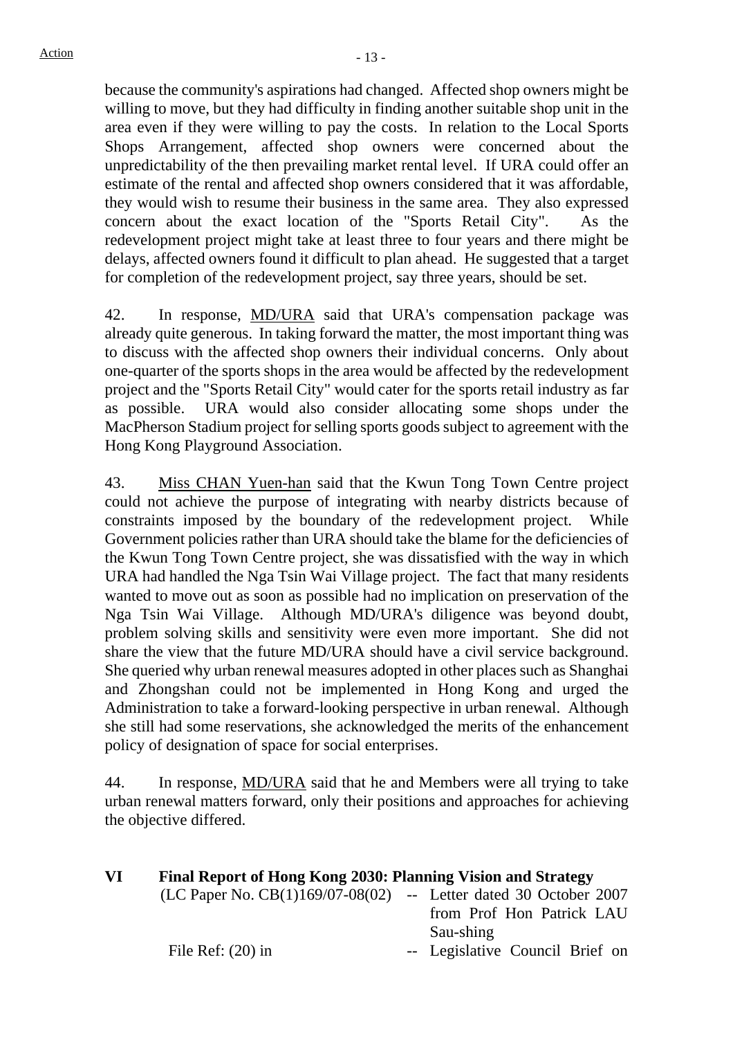because the community's aspirations had changed. Affected shop owners might be willing to move, but they had difficulty in finding another suitable shop unit in the area even if they were willing to pay the costs. In relation to the Local Sports Shops Arrangement, affected shop owners were concerned about the unpredictability of the then prevailing market rental level. If URA could offer an estimate of the rental and affected shop owners considered that it was affordable, they would wish to resume their business in the same area. They also expressed concern about the exact location of the "Sports Retail City". As the redevelopment project might take at least three to four years and there might be delays, affected owners found it difficult to plan ahead. He suggested that a target for completion of the redevelopment project, say three years, should be set.

42. In response, MD/URA said that URA's compensation package was already quite generous. In taking forward the matter, the most important thing was to discuss with the affected shop owners their individual concerns. Only about one-quarter of the sports shops in the area would be affected by the redevelopment project and the "Sports Retail City" would cater for the sports retail industry as far as possible. URA would also consider allocating some shops under the MacPherson Stadium project for selling sports goods subject to agreement with the Hong Kong Playground Association.

43. Miss CHAN Yuen-han said that the Kwun Tong Town Centre project could not achieve the purpose of integrating with nearby districts because of constraints imposed by the boundary of the redevelopment project. While Government policies rather than URA should take the blame for the deficiencies of the Kwun Tong Town Centre project, she was dissatisfied with the way in which URA had handled the Nga Tsin Wai Village project. The fact that many residents wanted to move out as soon as possible had no implication on preservation of the Nga Tsin Wai Village. Although MD/URA's diligence was beyond doubt, problem solving skills and sensitivity were even more important. She did not share the view that the future MD/URA should have a civil service background. She queried why urban renewal measures adopted in other places such as Shanghai and Zhongshan could not be implemented in Hong Kong and urged the Administration to take a forward-looking perspective in urban renewal. Although she still had some reservations, she acknowledged the merits of the enhancement policy of designation of space for social enterprises.

44. In response, MD/URA said that he and Members were all trying to take urban renewal matters forward, only their positions and approaches for achieving the objective differed.

## VI Final Report of Hong Kong 2030: Planning Vision and Strategy

(LC Paper No. CB(1)169/07-08(02) -- Letter dated 30 October 2007 from Prof Hon Patrick LAU Sau-shing

File Ref: (20) in -- Legislative Council Brief on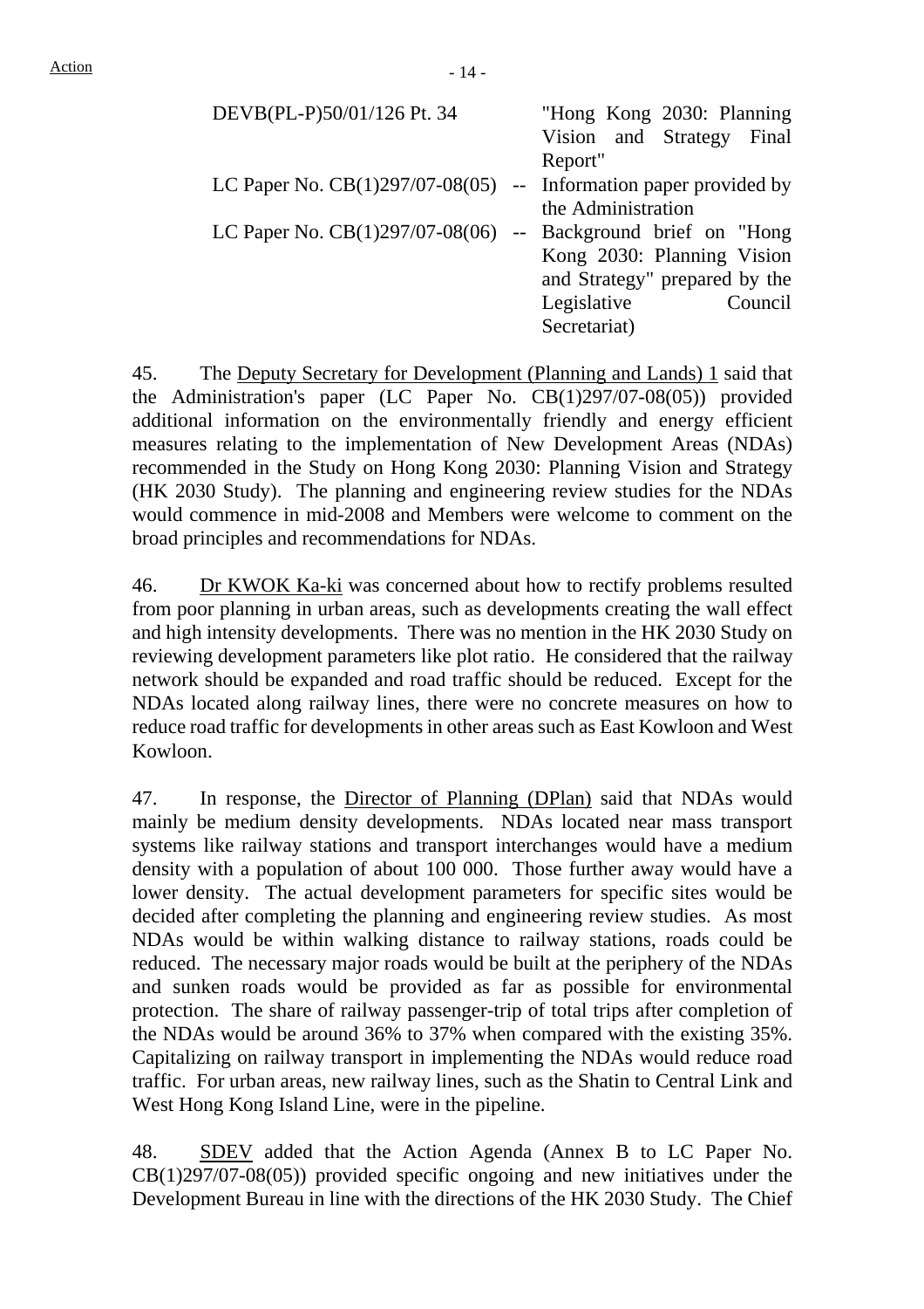| | | |
|---|---|---|
| DEVB(PL-P)50/01/126 Pt. 34 | | "Hong Kong 2030: Planning Vision and Strategy Final Report" |
| LC Paper No. CB(1)297/07-08(05) | -- | Information paper provided by the Administration |
| LC Paper No. CB(1)297/07-08(06) | -- | Background brief on "Hong Kong 2030: Planning Vision and Strategy" prepared by the Legislative Council Secretariat) |

45. The Deputy Secretary for Development (Planning and Lands) 1 said that the Administration's paper (LC Paper No. CB(1)297/07-08(05)) provided additional information on the environmentally friendly and energy efficient measures relating to the implementation of New Development Areas (NDAs) recommended in the Study on Hong Kong 2030: Planning Vision and Strategy (HK 2030 Study). The planning and engineering review studies for the NDAs would commence in mid-2008 and Members were welcome to comment on the broad principles and recommendations for NDAs.

46. Dr KWOK Ka-ki was concerned about how to rectify problems resulted from poor planning in urban areas, such as developments creating the wall effect and high intensity developments. There was no mention in the HK 2030 Study on reviewing development parameters like plot ratio. He considered that the railway network should be expanded and road traffic should be reduced. Except for the NDAs located along railway lines, there were no concrete measures on how to reduce road traffic for developments in other areas such as East Kowloon and West Kowloon.

47. In response, the Director of Planning (DPlan) said that NDAs would mainly be medium density developments. NDAs located near mass transport systems like railway stations and transport interchanges would have a medium density with a population of about 100 000. Those further away would have a lower density. The actual development parameters for specific sites would be decided after completing the planning and engineering review studies. As most NDAs would be within walking distance to railway stations, roads could be reduced. The necessary major roads would be built at the periphery of the NDAs and sunken roads would be provided as far as possible for environmental protection. The share of railway passenger-trip of total trips after completion of the NDAs would be around 36% to 37% when compared with the existing 35%. Capitalizing on railway transport in implementing the NDAs would reduce road traffic. For urban areas, new railway lines, such as the Shatin to Central Link and West Hong Kong Island Line, were in the pipeline.

48. SDEV added that the Action Agenda (Annex B to LC Paper No. CB(1)297/07-08(05)) provided specific ongoing and new initiatives under the Development Bureau in line with the directions of the HK 2030 Study. The Chief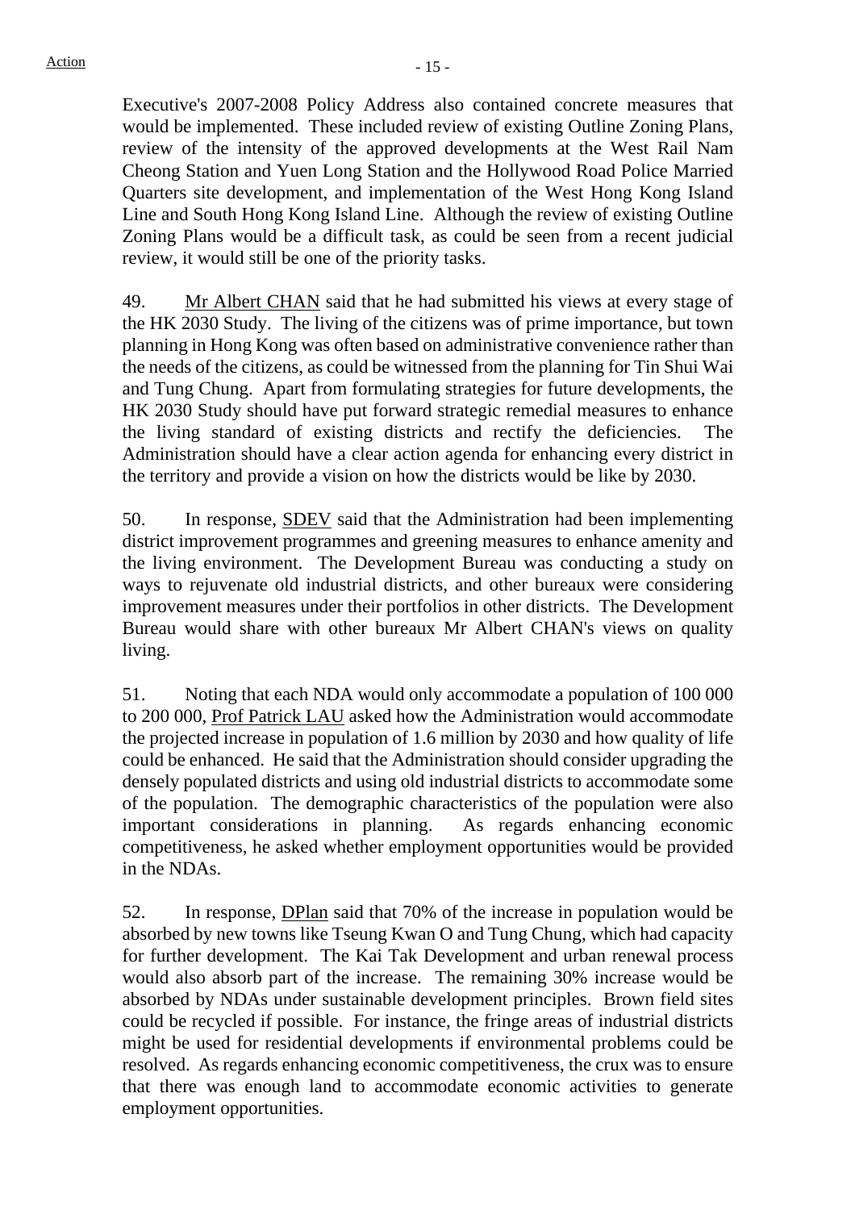Executive's 2007-2008 Policy Address also contained concrete measures that would be implemented. These included review of existing Outline Zoning Plans, review of the intensity of the approved developments at the West Rail Nam Cheong Station and Yuen Long Station and the Hollywood Road Police Married Quarters site development, and implementation of the West Hong Kong Island Line and South Hong Kong Island Line. Although the review of existing Outline Zoning Plans would be a difficult task, as could be seen from a recent judicial review, it would still be one of the priority tasks.

49. Mr Albert CHAN said that he had submitted his views at every stage of the HK 2030 Study. The living of the citizens was of prime importance, but town planning in Hong Kong was often based on administrative convenience rather than the needs of the citizens, as could be witnessed from the planning for Tin Shui Wai and Tung Chung. Apart from formulating strategies for future developments, the HK 2030 Study should have put forward strategic remedial measures to enhance the living standard of existing districts and rectify the deficiencies. The Administration should have a clear action agenda for enhancing every district in the territory and provide a vision on how the districts would be like by 2030.

50. In response, SDEV said that the Administration had been implementing district improvement programmes and greening measures to enhance amenity and the living environment. The Development Bureau was conducting a study on ways to rejuvenate old industrial districts, and other bureaux were considering improvement measures under their portfolios in other districts. The Development Bureau would share with other bureaux Mr Albert CHAN's views on quality living.

51. Noting that each NDA would only accommodate a population of 100 000 to 200 000, Prof Patrick LAU asked how the Administration would accommodate the projected increase in population of 1.6 million by 2030 and how quality of life could be enhanced. He said that the Administration should consider upgrading the densely populated districts and using old industrial districts to accommodate some of the population. The demographic characteristics of the population were also important considerations in planning. As regards enhancing economic competitiveness, he asked whether employment opportunities would be provided in the NDAs.

52. In response, DPlan said that 70% of the increase in population would be absorbed by new towns like Tseung Kwan O and Tung Chung, which had capacity for further development. The Kai Tak Development and urban renewal process would also absorb part of the increase. The remaining 30% increase would be absorbed by NDAs under sustainable development principles. Brown field sites could be recycled if possible. For instance, the fringe areas of industrial districts might be used for residential developments if environmental problems could be resolved. As regards enhancing economic competitiveness, the crux was to ensure that there was enough land to accommodate economic activities to generate employment opportunities.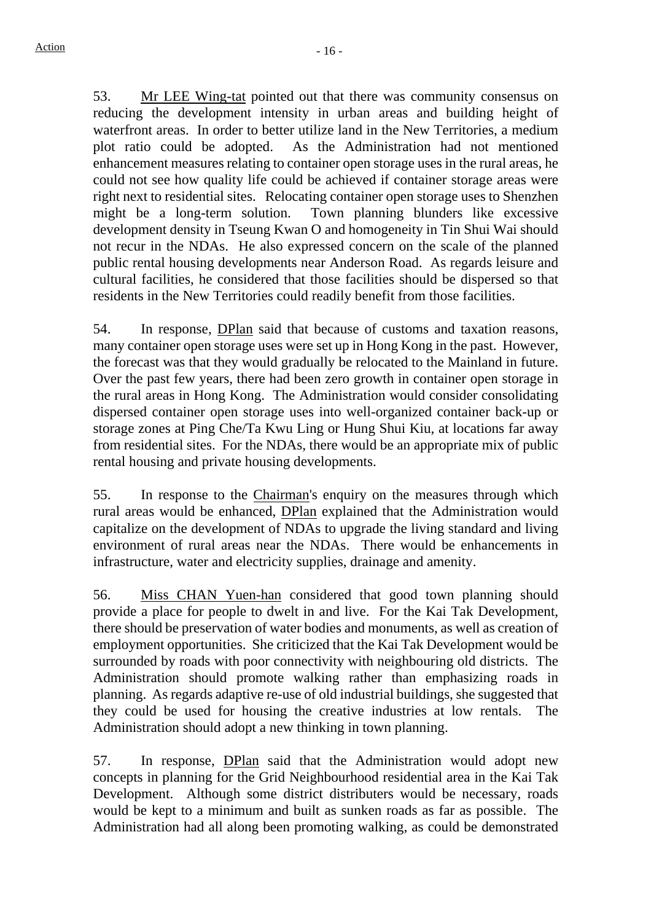53. Mr LEE Wing-tat pointed out that there was community consensus on reducing the development intensity in urban areas and building height of waterfront areas. In order to better utilize land in the New Territories, a medium plot ratio could be adopted. As the Administration had not mentioned enhancement measures relating to container open storage uses in the rural areas, he could not see how quality life could be achieved if container storage areas were right next to residential sites. Relocating container open storage uses to Shenzhen might be a long-term solution. Town planning blunders like excessive development density in Tseung Kwan O and homogeneity in Tin Shui Wai should not recur in the NDAs. He also expressed concern on the scale of the planned public rental housing developments near Anderson Road. As regards leisure and cultural facilities, he considered that those facilities should be dispersed so that residents in the New Territories could readily benefit from those facilities.

54. In response, DPlan said that because of customs and taxation reasons, many container open storage uses were set up in Hong Kong in the past. However, the forecast was that they would gradually be relocated to the Mainland in future. Over the past few years, there had been zero growth in container open storage in the rural areas in Hong Kong. The Administration would consider consolidating dispersed container open storage uses into well-organized container back-up or storage zones at Ping Che/Ta Kwu Ling or Hung Shui Kiu, at locations far away from residential sites. For the NDAs, there would be an appropriate mix of public rental housing and private housing developments.

55. In response to the Chairman's enquiry on the measures through which rural areas would be enhanced, DPlan explained that the Administration would capitalize on the development of NDAs to upgrade the living standard and living environment of rural areas near the NDAs. There would be enhancements in infrastructure, water and electricity supplies, drainage and amenity.

56. Miss CHAN Yuen-han considered that good town planning should provide a place for people to dwelt in and live. For the Kai Tak Development, there should be preservation of water bodies and monuments, as well as creation of employment opportunities. She criticized that the Kai Tak Development would be surrounded by roads with poor connectivity with neighbouring old districts. The Administration should promote walking rather than emphasizing roads in planning. As regards adaptive re-use of old industrial buildings, she suggested that they could be used for housing the creative industries at low rentals. The Administration should adopt a new thinking in town planning.

57. In response, DPlan said that the Administration would adopt new concepts in planning for the Grid Neighbourhood residential area in the Kai Tak Development. Although some district distributers would be necessary, roads would be kept to a minimum and built as sunken roads as far as possible. The Administration had all along been promoting walking, as could be demonstrated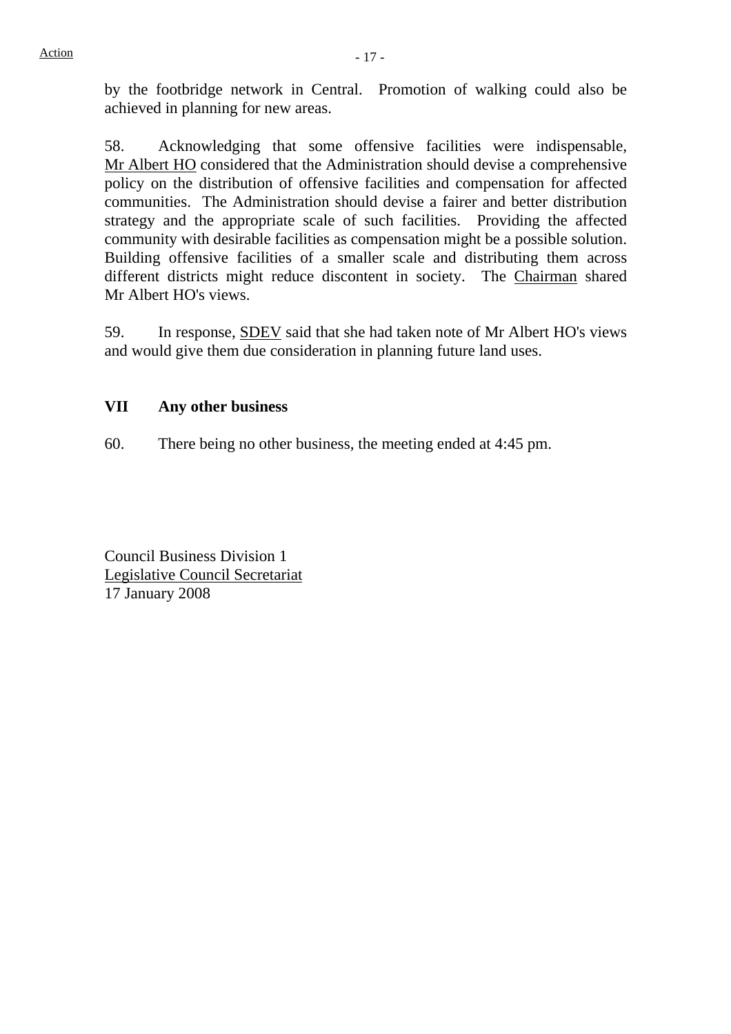by the footbridge network in Central. Promotion of walking could also be achieved in planning for new areas.

58. Acknowledging that some offensive facilities were indispensable, Mr Albert HO considered that the Administration should devise a comprehensive policy on the distribution of offensive facilities and compensation for affected communities. The Administration should devise a fairer and better distribution strategy and the appropriate scale of such facilities. Providing the affected community with desirable facilities as compensation might be a possible solution. Building offensive facilities of a smaller scale and distributing them across different districts might reduce discontent in society. The Chairman shared Mr Albert HO's views.

59. In response, SDEV said that she had taken note of Mr Albert HO's views and would give them due consideration in planning future land uses.

## VII Any other business

60. There being no other business, the meeting ended at 4:45 pm.

Council Business Division 1
Legislative Council Secretariat
17 January 2008